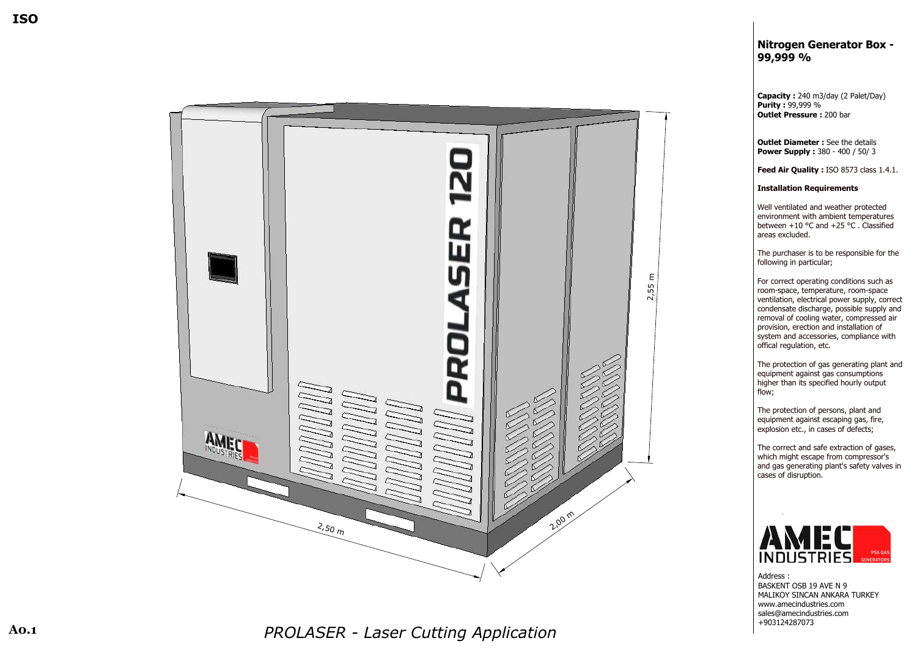ISO

# Nitrogen Generator Box - 99,999 %

**Capacity :** 240 m3/day (2 Palet/Day)
**Purity :** 99,999 %
**Outlet Pressure :** 200 bar

**Outlet Diameter :** See the details
**Power Supply :** 380 - 400 / 50/ 3

**Feed Air Quality :** ISO 8573 class 1.4.1.

**Installation Requirements**

Well ventilated and weather protected environment with ambient temperatures between +10 °C and +25 °C . Classified areas excluded.

The purchaser is to be responsible for the following in particular;

For correct operating conditions such as room-space, temperature, room-space ventilation, electrical power supply, correct condensate discharge, possible supply and removal of cooling water, compressed air provision, erection and installation of system and accessories, compliance with offical regulation, etc.

The protection of gas generating plant and equipment against gas consumptions higher than its specified hourly output flow;

The protection of persons, plant and equipment against escaping gas, fire, explosion etc., in cases of defects;

The correct and safe extraction of gases, which might escape from compressor's and gas generating plant's safety valves in cases of disruption.

Address :
BASKENT OSB 19 AVE N 9
MALIKOY SINCAN ANKARA TURKEY
www.amecindustries.com
sales@amecindustries.com
+903124287073

PROLASER 120

2,55 m

2,50 m

2,00 m

A0.1

*PROLASER - Laser Cutting Application*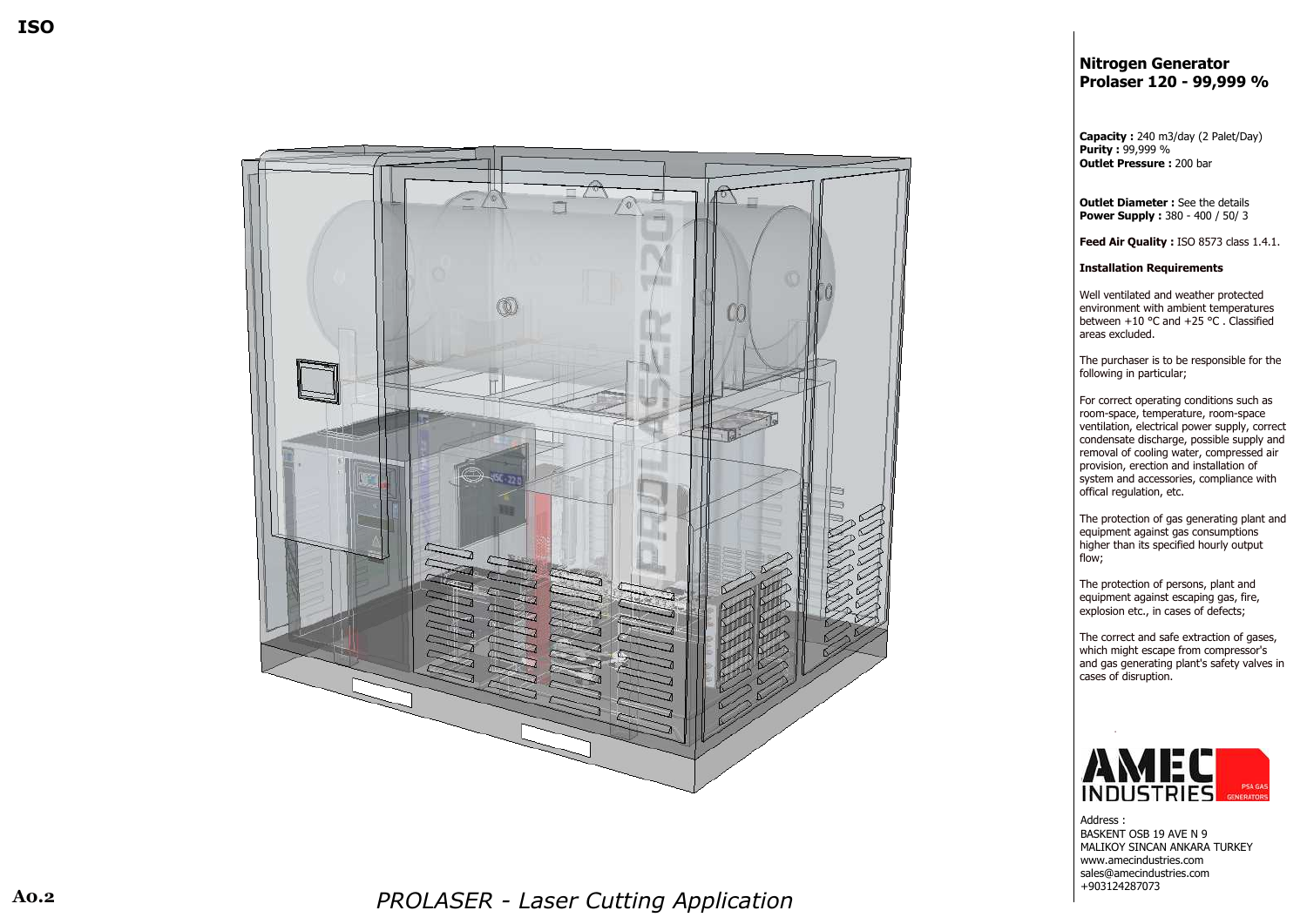ISO

## Nitrogen Generator Prolaser 120 - 99,999 %

**Capacity :** 240 m3/day (2 Palet/Day)
**Purity :** 99,999 %
**Outlet Pressure :** 200 bar

**Outlet Diameter :** See the details
**Power Supply :** 380 - 400 / 50/ 3

**Feed Air Quality :** ISO 8573 class 1.4.1.

**Installation Requirements**

Well ventilated and weather protected environment with ambient temperatures between +10 °C and +25 °C . Classified areas excluded.

The purchaser is to be responsible for the following in particular;

For correct operating conditions such as room-space, temperature, room-space ventilation, electrical power supply, correct condensate discharge, possible supply and removal of cooling water, compressed air provision, erection and installation of system and accessories, compliance with offical regulation, etc.

The protection of gas generating plant and equipment against gas consumptions higher than its specified hourly output flow;

The protection of persons, plant and equipment against escaping gas, fire, explosion etc., in cases of defects;

The correct and safe extraction of gases, which might escape from compressor's and gas generating plant's safety valves in cases of disruption.

AMEC INDUSTRIES PSA GAS GENERATORS

Address :
BASKENT OSB 19 AVE N 9
MALIKOY SINCAN ANKARA TURKEY
www.amecindustries.com
sales@amecindustries.com
+903124287073

A0.2

*PROLASER - Laser Cutting Application*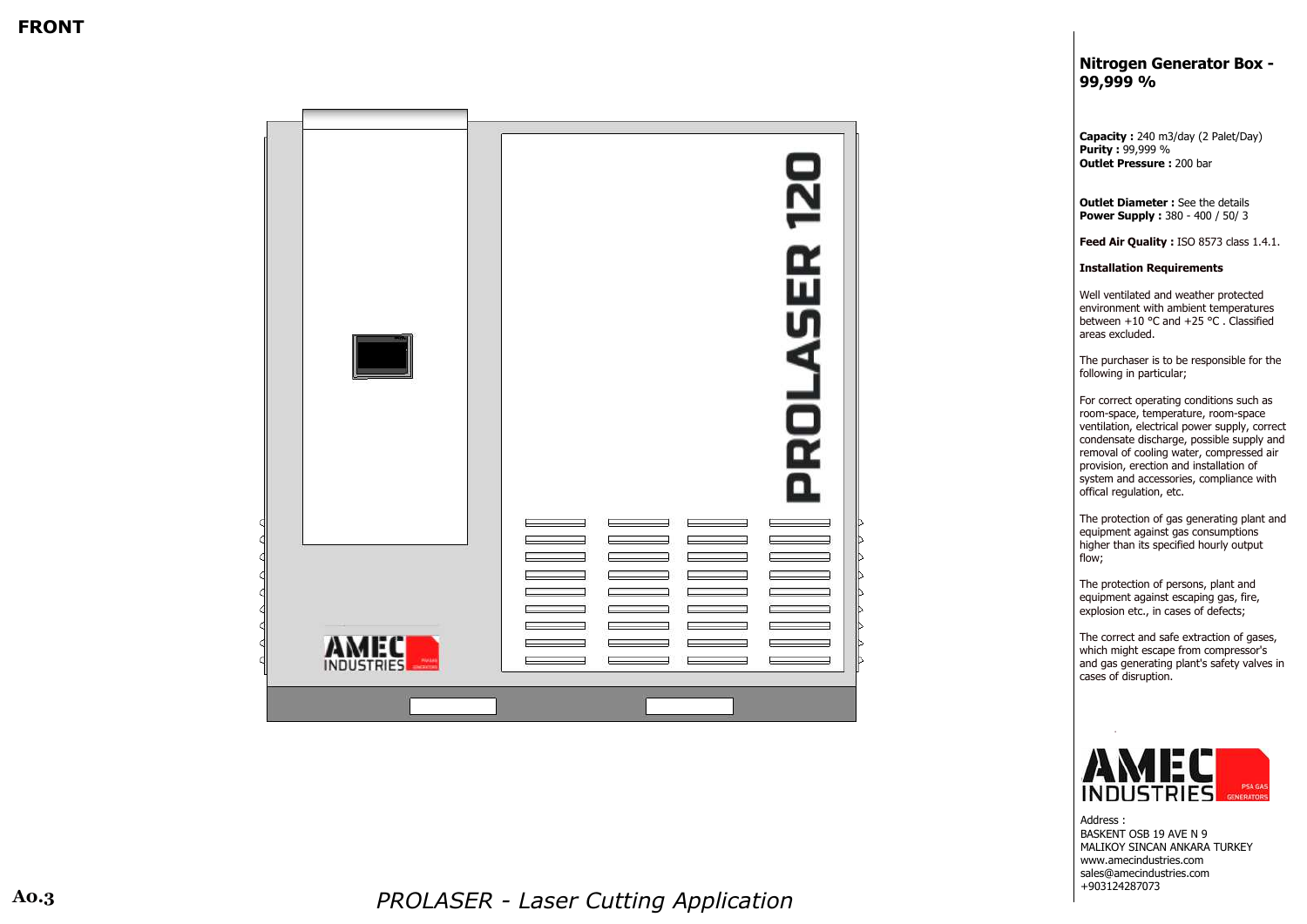# FRONT

PROLASER 120

AMEC INDUSTRIES PSA GAS GENERATORS

## Nitrogen Generator Box - 99,999 %

**Capacity :** 240 m3/day (2 Palet/Day)
**Purity :** 99,999 %
**Outlet Pressure :** 200 bar

**Outlet Diameter :** See the details
**Power Supply :** 380 - 400 / 50/ 3

**Feed Air Quality :** ISO 8573 class 1.4.1.

**Installation Requirements**

Well ventilated and weather protected environment with ambient temperatures between +10 °C and +25 °C . Classified areas excluded.

The purchaser is to be responsible for the following in particular;

For correct operating conditions such as room-space, temperature, room-space ventilation, electrical power supply, correct condensate discharge, possible supply and removal of cooling water, compressed air provision, erection and installation of system and accessories, compliance with offical regulation, etc.

The protection of gas generating plant and equipment against gas consumptions higher than its specified hourly output flow;

The protection of persons, plant and equipment against escaping gas, fire, explosion etc., in cases of defects;

The correct and safe extraction of gases, which might escape from compressor's and gas generating plant's safety valves in cases of disruption.

AMEC INDUSTRIES PSA GAS GENERATORS

Address :
BASKENT OSB 19 AVE N 9
MALIKOY SINCAN ANKARA TURKEY
www.amecindustries.com
sales@amecindustries.com
+903124287073

A0.3

*PROLASER - Laser Cutting Application*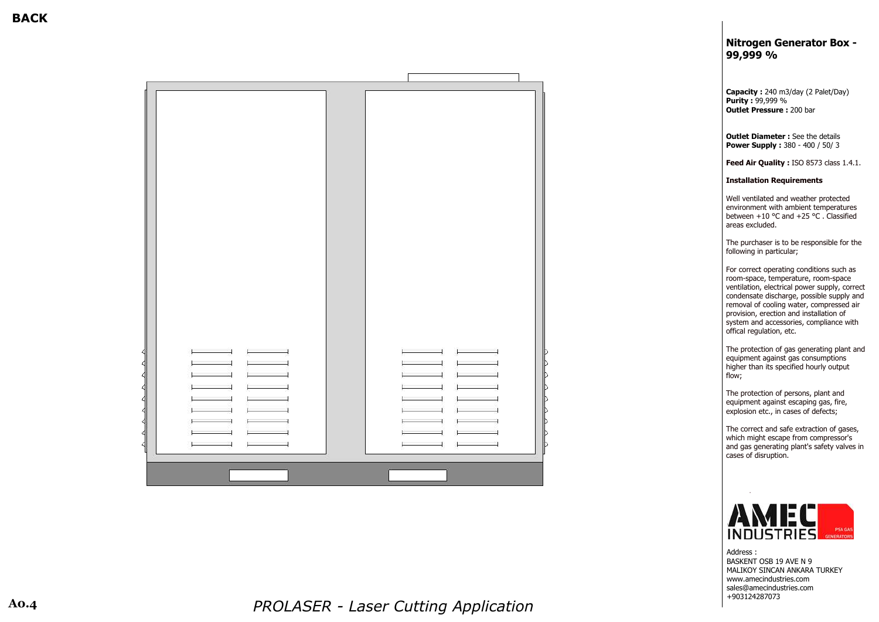**BACK**

## Nitrogen Generator Box - 99,999 %

**Capacity :** 240 m3/day (2 Palet/Day)
**Purity :** 99,999 %
**Outlet Pressure :** 200 bar

**Outlet Diameter :** See the details
**Power Supply :** 380 - 400 / 50/ 3

**Feed Air Quality :** ISO 8573 class 1.4.1.

**Installation Requirements**

Well ventilated and weather protected environment with ambient temperatures between +10 °C and +25 °C . Classified areas excluded.

The purchaser is to be responsible for the following in particular;

For correct operating conditions such as room-space, temperature, room-space ventilation, electrical power supply, correct condensate discharge, possible supply and removal of cooling water, compressed air provision, erection and installation of system and accessories, compliance with offical regulation, etc.

The protection of gas generating plant and equipment against gas consumptions higher than its specified hourly output flow;

The protection of persons, plant and equipment against escaping gas, fire, explosion etc., in cases of defects;

The correct and safe extraction of gases, which might escape from compressor's and gas generating plant's safety valves in cases of disruption.

AMEC INDUSTRIES PSA GAS GENERATORS

Address :
BASKENT OSB 19 AVE N 9
MALIKOY SINCAN ANKARA TURKEY
www.amecindustries.com
sales@amecindustries.com
+903124287073

A0.4

*PROLASER - Laser Cutting Application*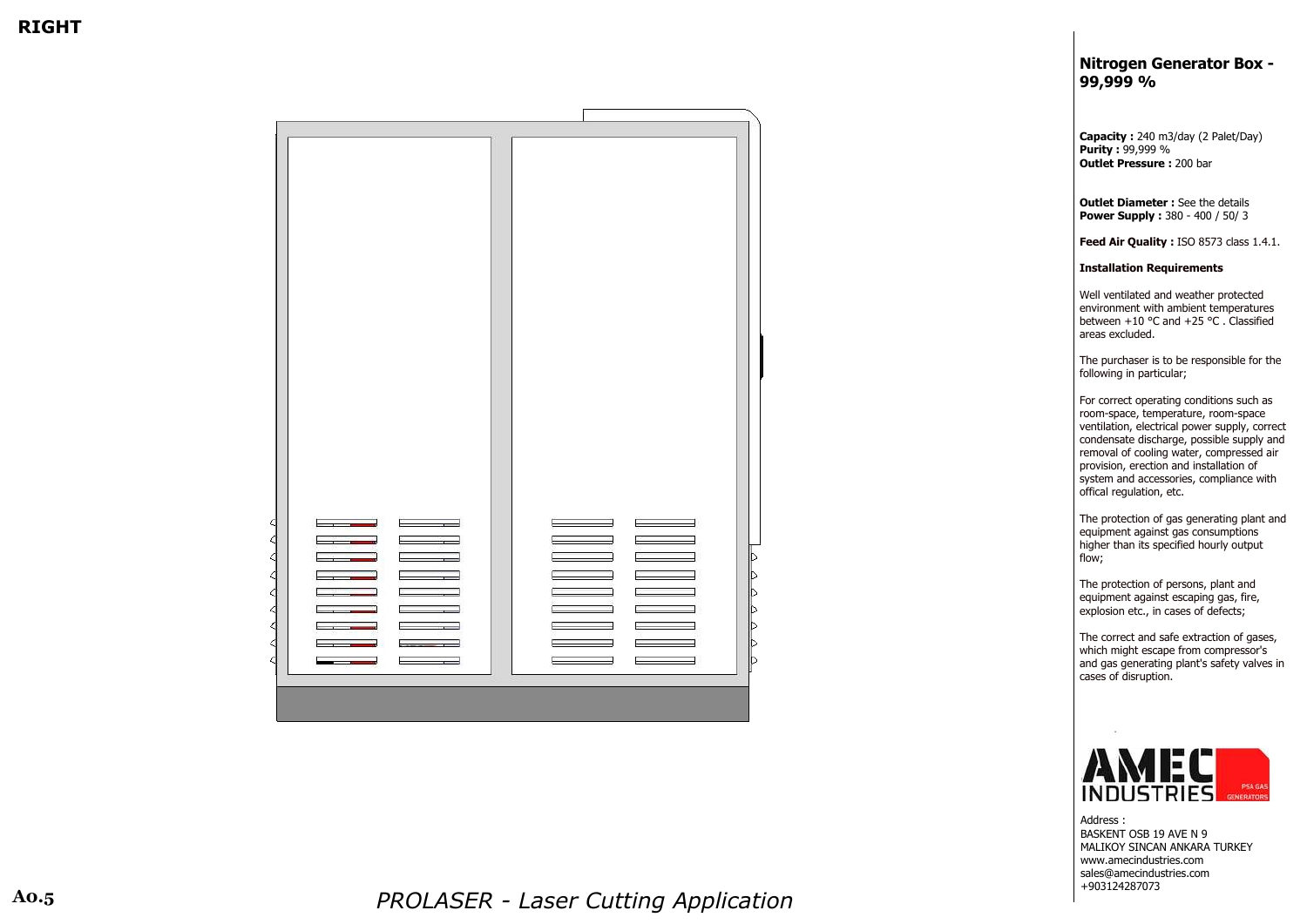**RIGHT**

## Nitrogen Generator Box - 99,999 %

**Capacity :** 240 m3/day (2 Palet/Day)
**Purity :** 99,999 %
**Outlet Pressure :** 200 bar

**Outlet Diameter :** See the details
**Power Supply :** 380 - 400 / 50/ 3

**Feed Air Quality :** ISO 8573 class 1.4.1.

**Installation Requirements**

Well ventilated and weather protected environment with ambient temperatures between +10 °C and +25 °C . Classified areas excluded.

The purchaser is to be responsible for the following in particular;

For correct operating conditions such as room-space, temperature, room-space ventilation, electrical power supply, correct condensate discharge, possible supply and removal of cooling water, compressed air provision, erection and installation of system and accessories, compliance with offical regulation, etc.

The protection of gas generating plant and equipment against gas consumptions higher than its specified hourly output flow;

The protection of persons, plant and equipment against escaping gas, fire, explosion etc., in cases of defects;

The correct and safe extraction of gases, which might escape from compressor's and gas generating plant's safety valves in cases of disruption.

AMEC INDUSTRIES PSA GAS GENERATORS

Address :
BASKENT OSB 19 AVE N 9
MALIKOY SINCAN ANKARA TURKEY
www.amecindustries.com
sales@amecindustries.com
+903124287073

A0.5

*PROLASER - Laser Cutting Application*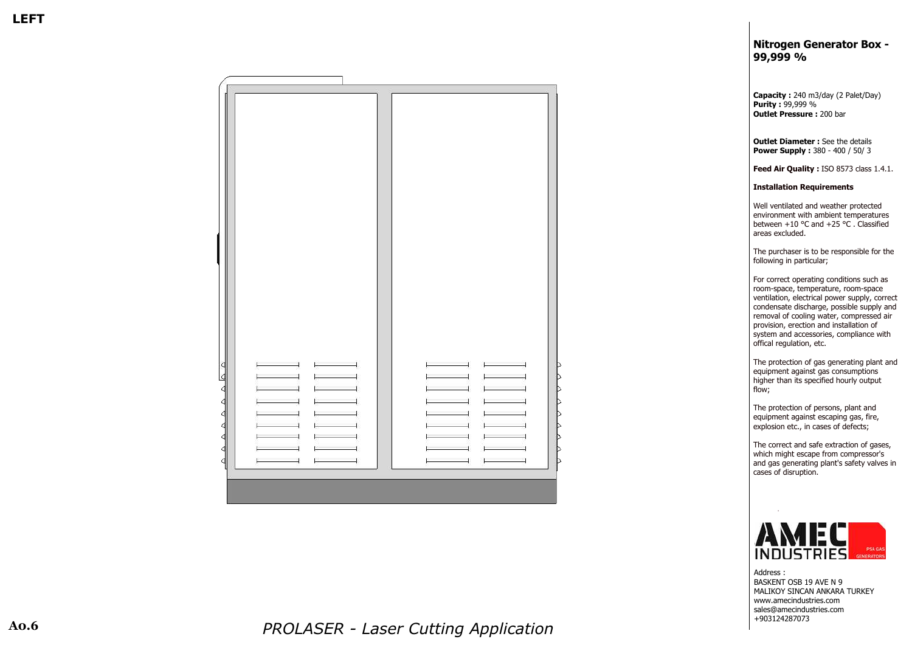**LEFT**

# Nitrogen Generator Box - 99,999 %

**Capacity :** 240 m3/day (2 Palet/Day)
**Purity :** 99,999 %
**Outlet Pressure :** 200 bar

**Outlet Diameter :** See the details
**Power Supply :** 380 - 400 / 50/ 3

**Feed Air Quality :** ISO 8573 class 1.4.1.

**Installation Requirements**

Well ventilated and weather protected environment with ambient temperatures between +10 °C and +25 °C . Classified areas excluded.

The purchaser is to be responsible for the following in particular;

For correct operating conditions such as room-space, temperature, room-space ventilation, electrical power supply, correct condensate discharge, possible supply and removal of cooling water, compressed air provision, erection and installation of system and accessories, compliance with offical regulation, etc.

The protection of gas generating plant and equipment against gas consumptions higher than its specified hourly output flow;

The protection of persons, plant and equipment against escaping gas, fire, explosion etc., in cases of defects;

The correct and safe extraction of gases, which might escape from compressor's and gas generating plant's safety valves in cases of disruption.

AMEC INDUSTRIES PSA GAS GENERATORS

Address :
BASKENT OSB 19 AVE N 9
MALIKOY SINCAN ANKARA TURKEY
www.amecindustries.com
sales@amecindustries.com
+903124287073

A0.6

*PROLASER - Laser Cutting Application*